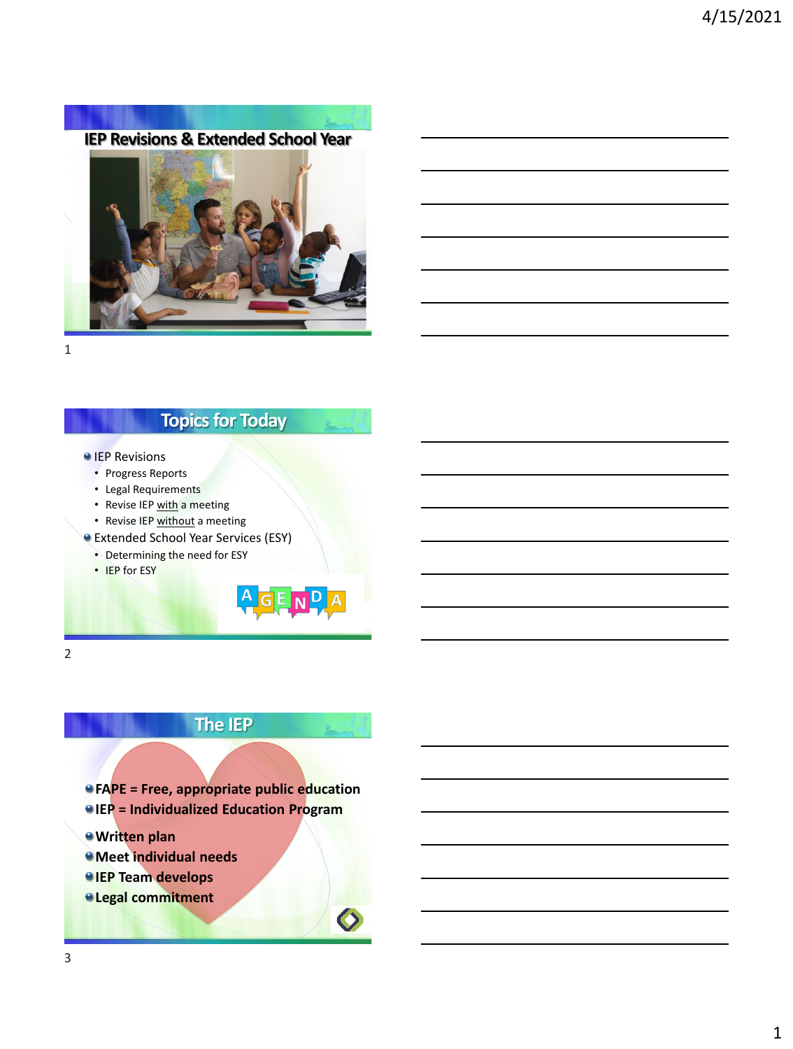## IEP Revisions & Extended School Year

## Topics for Today

- IEP Revisions
  - Progress Reports
  - Legal Requirements
  - Revise IEP with a meeting
  - Revise IEP without a meeting
- Extended School Year Services (ESY)
  - Determining the need for ESY
  - IEP for ESY

AGENDA

## The IEP

- **FAPE = Free, appropriate public education**
- **IEP = Individualized Education Program**
- **Written plan**
- **Meet individual needs**
- **IEP Team develops**
- **Legal commitment**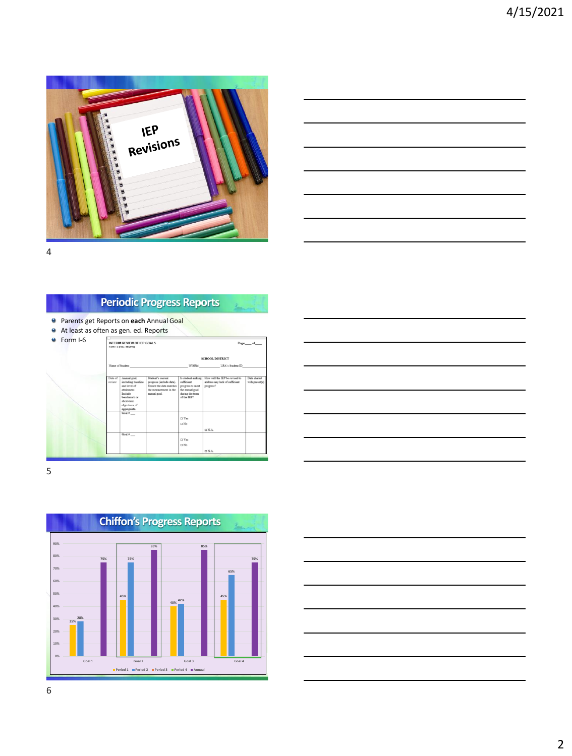IEP Revisions

## Periodic Progress Reports

- Parents get Reports on **each** Annual Goal
- At least as often as gen. ed. Reports
- Form I-6

INTERIM REVIEW OF IEP GOALS
Form I-6 (Rev. 05/2018)

Page____ of____

SCHOOL DISTRICT

Name of Student ______________ WISEid ______________ LEA's Student ID______________

| Date of review | Annual goal, including baseline and level of attainment. Include benchmark or short-term objectives, if appropriate. | Student's current progress (include data). Ensure the data matches the measurement in the annual goal. | Is student making sufficient progress to meet the annual goal during the term of the IEP? | How will the IEP be revised to address any lack of sufficient progress? | Date shared with parent(s) |
|---|---|---|---|---|---|
| | Goal # ___ | | ☐ Yes ☐ No | ☐ N.A. | |
| | Goal # ___ | | ☐ Yes ☐ No | ☐ N.A. | |

## Chiffon's Progress Reports

| | Period 1 | Period 2 | Annual |
|---|---|---|---|
| Goal 1 | 25% | 28% | 75% |
| Goal 2 | 45% | 75% | 85% |
| Goal 3 | 40% | 42% | 85% |
| Goal 4 | 45% | 65% | 75% |

Legend: Period 1, Period 2, Period 3, Period 4, Annual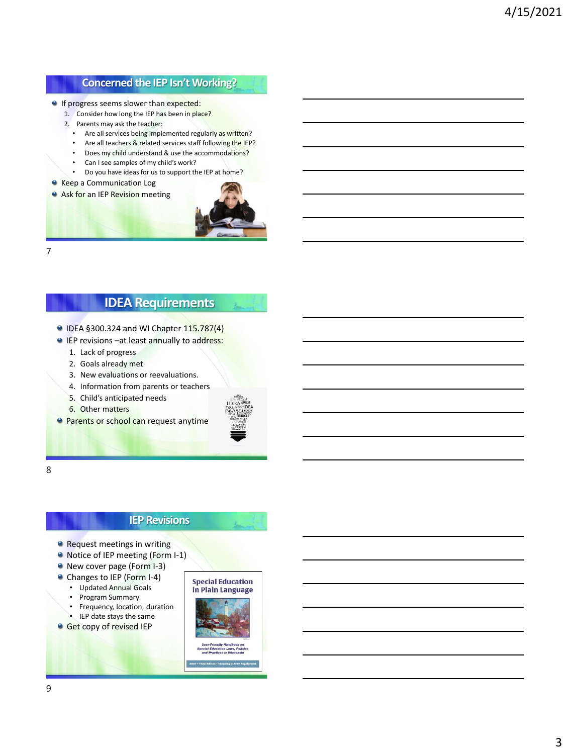## Concerned the IEP Isn't Working?

- If progress seems slower than expected:
  1. Consider how long the IEP has been in place?
  2. Parents may ask the teacher:
     - Are all services being implemented regularly as written?
     - Are all teachers & related services staff following the IEP?
     - Does my child understand & use the accommodations?
     - Can I see samples of my child's work?
     - Do you have ideas for us to support the IEP at home?
- Keep a Communication Log
- Ask for an IEP Revision meeting

## IDEA Requirements

- IDEA §300.324 and WI Chapter 115.787(4)
- IEP revisions –at least annually to address:
  1. Lack of progress
  2. Goals already met
  3. New evaluations or reevaluations.
  4. Information from parents or teachers
  5. Child's anticipated needs
  6. Other matters
- Parents or school can request anytime

## IEP Revisions

- Request meetings in writing
- Notice of IEP meeting (Form I-1)
- New cover page (Form I-3)
- Changes to IEP (Form I-4)
  - Updated Annual Goals
  - Program Summary
  - Frequency, location, duration
  - IEP date stays the same
- Get copy of revised IEP

Special Education in Plain Language

User-Friendly Handbook on Special Education Laws, Policies and Practices in Wisconsin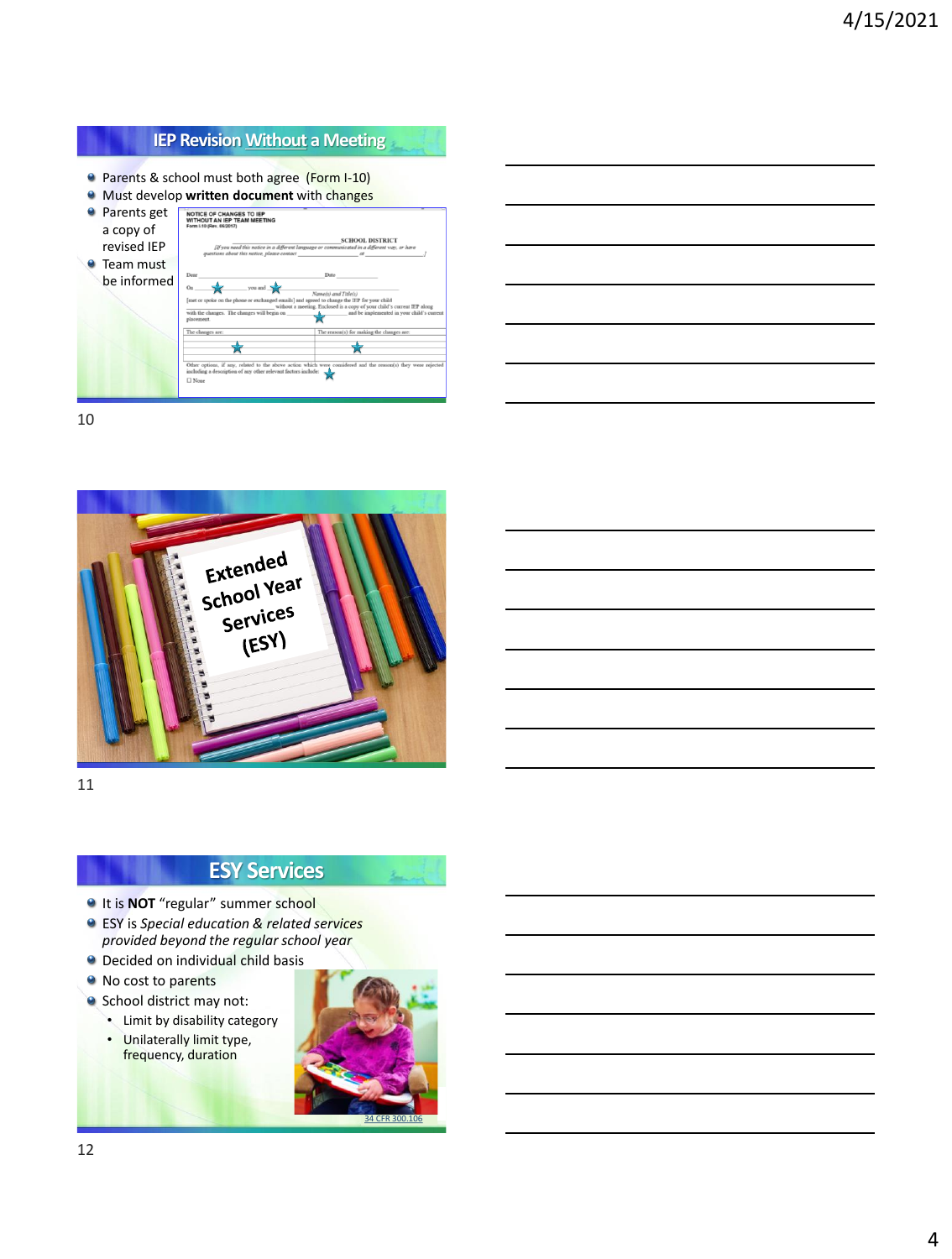## IEP Revision Without a Meeting

- Parents & school must both agree (Form I-10)
- Must develop **written document** with changes
- Parents get a copy of revised IEP
- Team must be informed

NOTICE OF CHANGES TO IEP WITHOUT AN IEP TEAM MEETING
Form I-10 (Rev. 05/2017)

_____ SCHOOL DISTRICT

[If you need this notice in a different language or communicated in a different way, or have questions about this notice, please contact _____ at _____]

Date _____ Date _____

On _____ you and _____
Name(s) and Title(s)
[met or spoke on the phone or exchanged emails] and agreed to change the IEP for your child _____ without a meeting. Enclosed is a copy of your child's current IEP along with the changes. The changes will begin on _____ and be implemented in your child's current placement.

| The changes are: | The reason(s) for making the changes are: |
| --- | --- |
| | |

Other options, if any, related to the above action which were considered and the reason(s) they were rejected including a description of any other relevant factors include:
☐ None

## Extended School Year Services (ESY)

## ESY Services

- It is **NOT** "regular" summer school
- ESY is *Special education & related services provided beyond the regular school year*
- Decided on individual child basis
- No cost to parents
- School district may not:
  - Limit by disability category
  - Unilaterally limit type, frequency, duration

34 CFR 300.106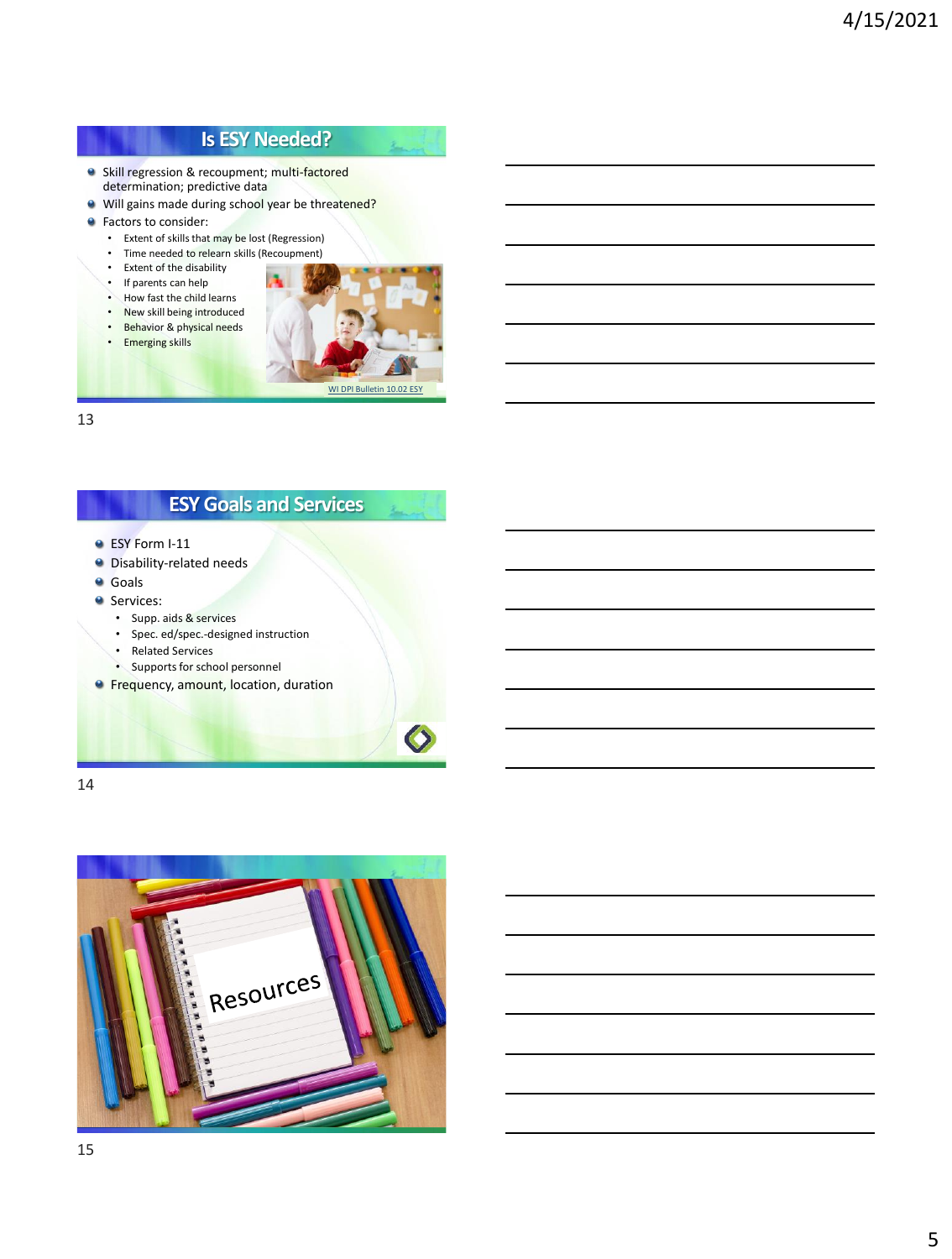## Is ESY Needed?

- Skill regression & recoupment; multi-factored determination; predictive data
- Will gains made during school year be threatened?
- Factors to consider:
  - Extent of skills that may be lost (Regression)
  - Time needed to relearn skills (Recoupment)
  - Extent of the disability
  - If parents can help
  - How fast the child learns
  - New skill being introduced
  - Behavior & physical needs
  - Emerging skills

WI DPI Bulletin 10.02 ESY

## ESY Goals and Services

- ESY Form I-11
- Disability-related needs
- Goals
- Services:
  - Supp. aids & services
  - Spec. ed/spec.-designed instruction
  - Related Services
  - Supports for school personnel
- Frequency, amount, location, duration

Resources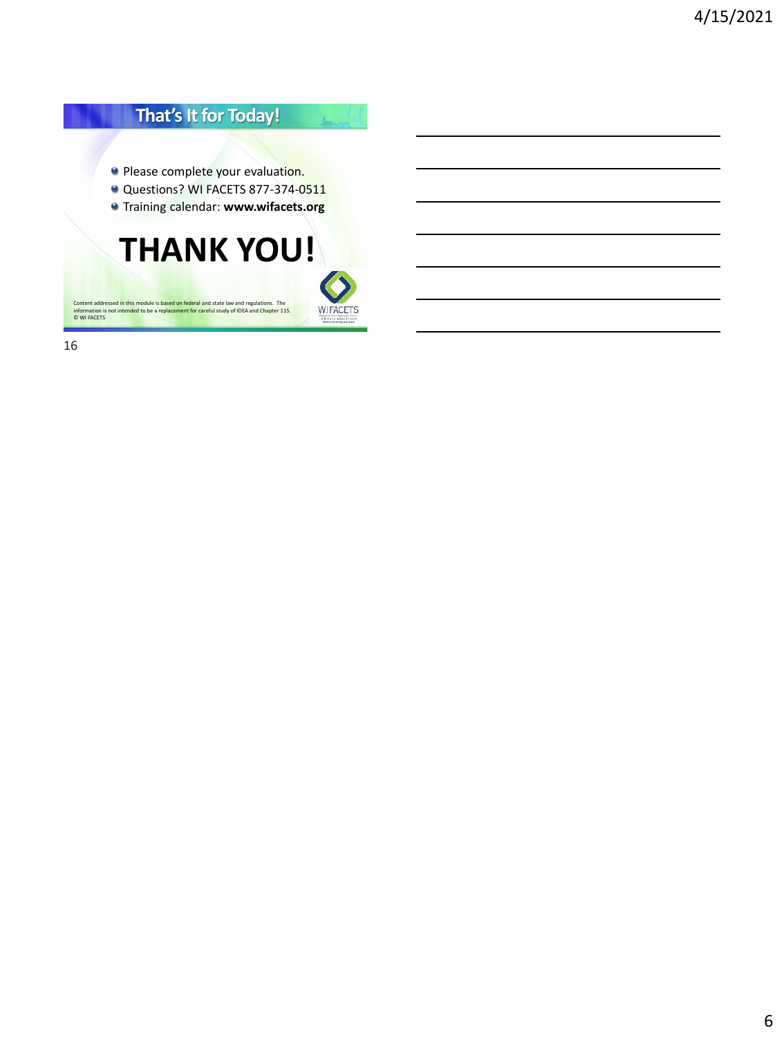## That's It for Today!

- Please complete your evaluation.
- Questions? WI FACETS 877-374-0511
- Training calendar: **www.wifacets.org**

# THANK YOU!

Content addressed in this module is based on federal and state law and regulations. The information is not intended to be a replacement for careful study of IDEA and Chapter 115.
© WI FACETS

WI FACETS

16